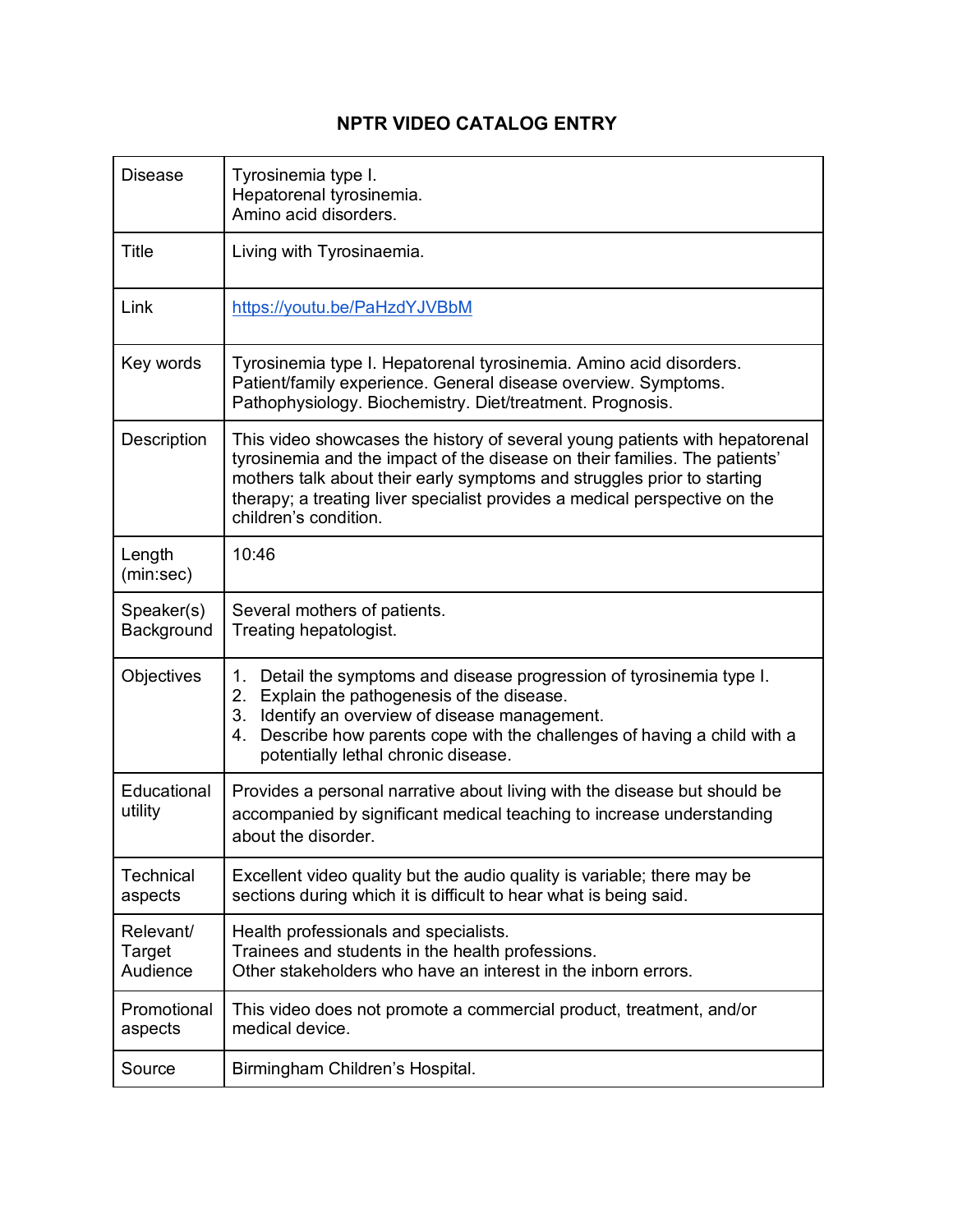# NPTR VIDEO CATALOG ENTRY

| | |
|---|---|
| Disease | Tyrosinemia type I.<br>Hepatorenal tyrosinemia.<br>Amino acid disorders. |
| Title | Living with Tyrosinaemia. |
| Link | https://youtu.be/PaHzdYJVBbM |
| Key words | Tyrosinemia type I. Hepatorenal tyrosinemia. Amino acid disorders. Patient/family experience. General disease overview. Symptoms. Pathophysiology. Biochemistry. Diet/treatment. Prognosis. |
| Description | This video showcases the history of several young patients with hepatorenal tyrosinemia and the impact of the disease on their families. The patients' mothers talk about their early symptoms and struggles prior to starting therapy; a treating liver specialist provides a medical perspective on the children's condition. |
| Length (min:sec) | 10:46 |
| Speaker(s) Background | Several mothers of patients.<br>Treating hepatologist. |
| Objectives | 1. Detail the symptoms and disease progression of tyrosinemia type I.<br>2. Explain the pathogenesis of the disease.<br>3. Identify an overview of disease management.<br>4. Describe how parents cope with the challenges of having a child with a potentially lethal chronic disease. |
| Educational utility | Provides a personal narrative about living with the disease but should be accompanied by significant medical teaching to increase understanding about the disorder. |
| Technical aspects | Excellent video quality but the audio quality is variable; there may be sections during which it is difficult to hear what is being said. |
| Relevant/ Target Audience | Health professionals and specialists.<br>Trainees and students in the health professions.<br>Other stakeholders who have an interest in the inborn errors. |
| Promotional aspects | This video does not promote a commercial product, treatment, and/or medical device. |
| Source | Birmingham Children's Hospital. |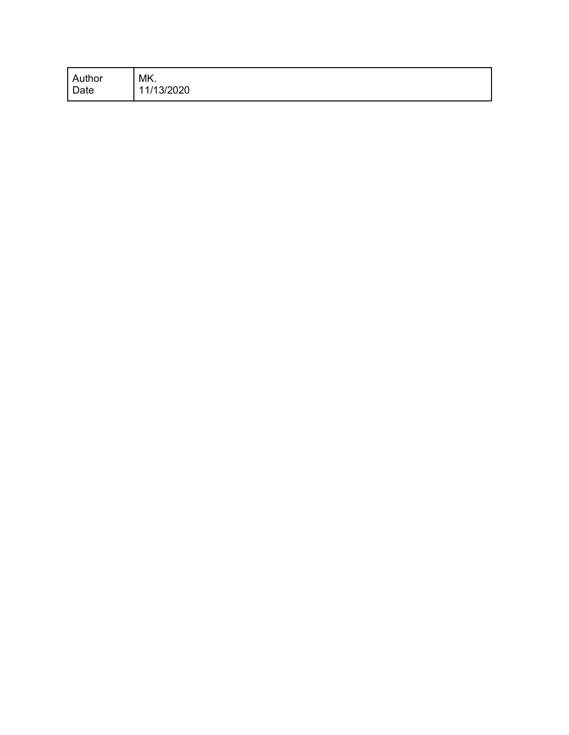| | |
|---|---|
| Author<br>Date | MK.<br>11/13/2020 |